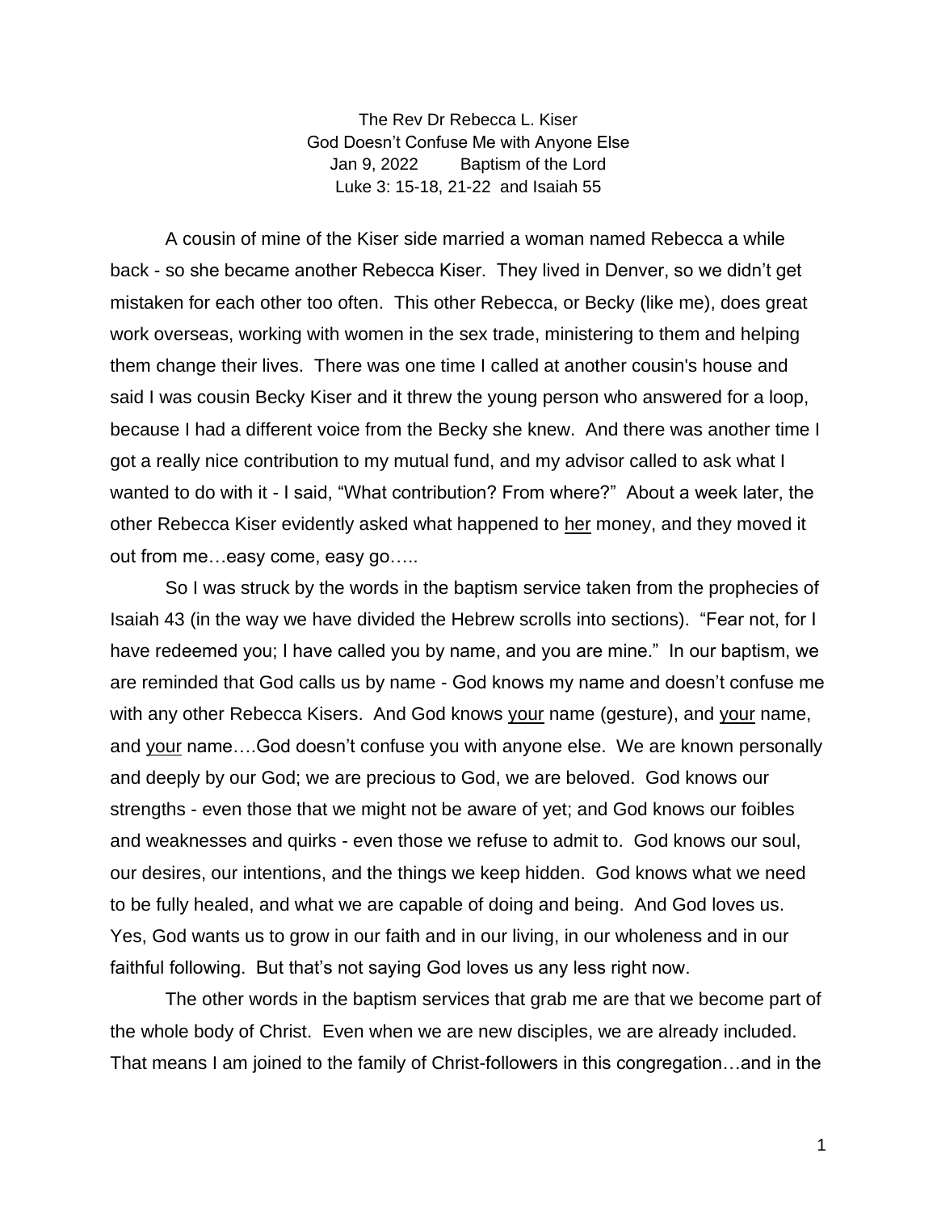The Rev Dr Rebecca L. Kiser
God Doesn't Confuse Me with Anyone Else
Jan 9, 2022 Baptism of the Lord
Luke 3: 15-18, 21-22 and Isaiah 55

A cousin of mine of the Kiser side married a woman named Rebecca a while back - so she became another Rebecca Kiser. They lived in Denver, so we didn't get mistaken for each other too often. This other Rebecca, or Becky (like me), does great work overseas, working with women in the sex trade, ministering to them and helping them change their lives. There was one time I called at another cousin's house and said I was cousin Becky Kiser and it threw the young person who answered for a loop, because I had a different voice from the Becky she knew. And there was another time I got a really nice contribution to my mutual fund, and my advisor called to ask what I wanted to do with it - I said, "What contribution? From where?" About a week later, the other Rebecca Kiser evidently asked what happened to <u>her</u> money, and they moved it out from me…easy come, easy go…..

So I was struck by the words in the baptism service taken from the prophecies of Isaiah 43 (in the way we have divided the Hebrew scrolls into sections). "Fear not, for I have redeemed you; I have called you by name, and you are mine." In our baptism, we are reminded that God calls us by name - God knows my name and doesn't confuse me with any other Rebecca Kisers. And God knows <u>your</u> name (gesture), and <u>your</u> name, and <u>your</u> name….God doesn't confuse you with anyone else. We are known personally and deeply by our God; we are precious to God, we are beloved. God knows our strengths - even those that we might not be aware of yet; and God knows our foibles and weaknesses and quirks - even those we refuse to admit to. God knows our soul, our desires, our intentions, and the things we keep hidden. God knows what we need to be fully healed, and what we are capable of doing and being. And God loves us. Yes, God wants us to grow in our faith and in our living, in our wholeness and in our faithful following. But that's not saying God loves us any less right now.

The other words in the baptism services that grab me are that we become part of the whole body of Christ. Even when we are new disciples, we are already included. That means I am joined to the family of Christ-followers in this congregation…and in the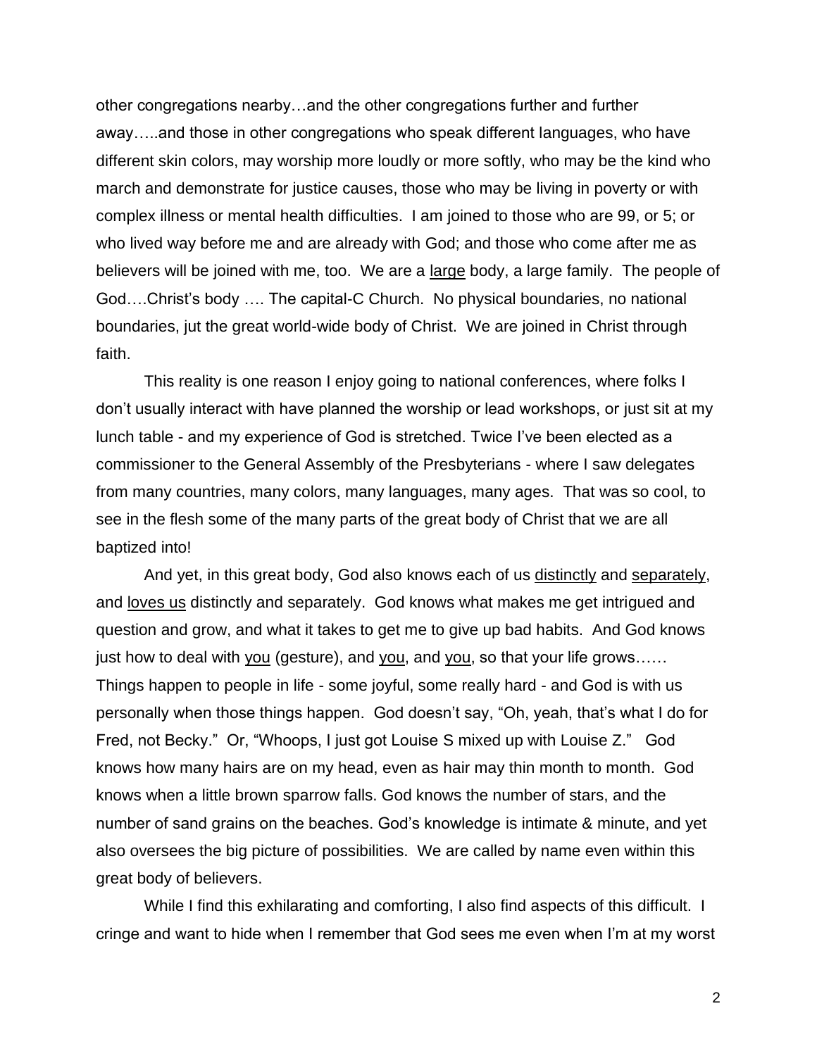other congregations nearby…and the other congregations further and further away…..and those in other congregations who speak different languages, who have different skin colors, may worship more loudly or more softly, who may be the kind who march and demonstrate for justice causes, those who may be living in poverty or with complex illness or mental health difficulties. I am joined to those who are 99, or 5; or who lived way before me and are already with God; and those who come after me as believers will be joined with me, too. We are a <u>large</u> body, a large family. The people of God….Christ's body …. The capital-C Church. No physical boundaries, no national boundaries, jut the great world-wide body of Christ. We are joined in Christ through faith.

This reality is one reason I enjoy going to national conferences, where folks I don't usually interact with have planned the worship or lead workshops, or just sit at my lunch table - and my experience of God is stretched. Twice I've been elected as a commissioner to the General Assembly of the Presbyterians - where I saw delegates from many countries, many colors, many languages, many ages. That was so cool, to see in the flesh some of the many parts of the great body of Christ that we are all baptized into!

And yet, in this great body, God also knows each of us <u>distinctly</u> and <u>separately</u>, and <u>loves us</u> distinctly and separately. God knows what makes me get intrigued and question and grow, and what it takes to get me to give up bad habits. And God knows just how to deal with <u>you</u> (gesture), and <u>you</u>, and <u>you</u>, so that your life grows…… Things happen to people in life - some joyful, some really hard - and God is with us personally when those things happen. God doesn't say, "Oh, yeah, that's what I do for Fred, not Becky." Or, "Whoops, I just got Louise S mixed up with Louise Z." God knows how many hairs are on my head, even as hair may thin month to month. God knows when a little brown sparrow falls. God knows the number of stars, and the number of sand grains on the beaches. God's knowledge is intimate & minute, and yet also oversees the big picture of possibilities. We are called by name even within this great body of believers.

While I find this exhilarating and comforting, I also find aspects of this difficult. I cringe and want to hide when I remember that God sees me even when I'm at my worst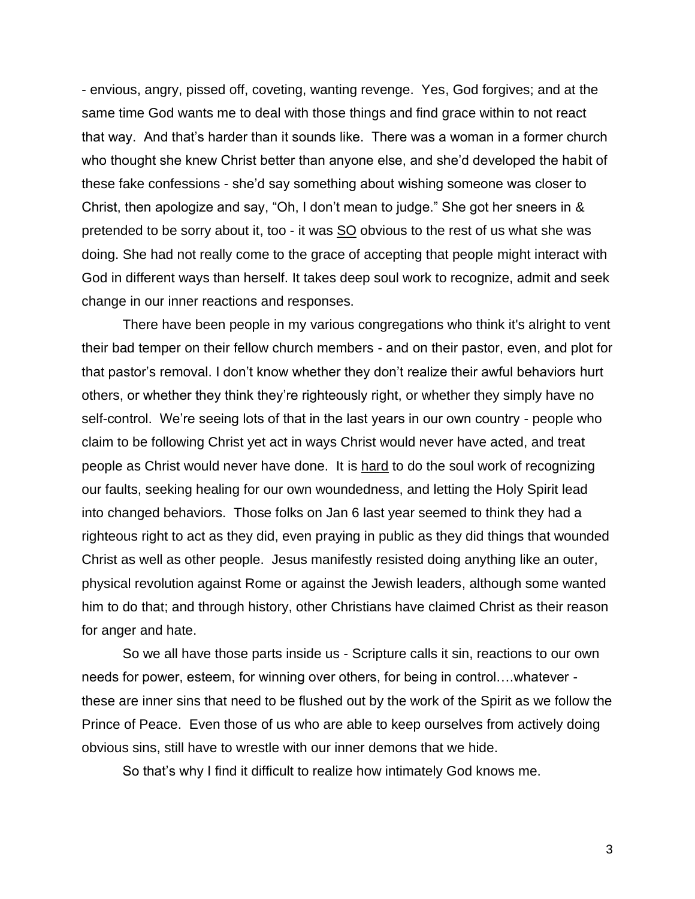- envious, angry, pissed off, coveting, wanting revenge. Yes, God forgives; and at the same time God wants me to deal with those things and find grace within to not react that way. And that's harder than it sounds like. There was a woman in a former church who thought she knew Christ better than anyone else, and she'd developed the habit of these fake confessions - she'd say something about wishing someone was closer to Christ, then apologize and say, "Oh, I don't mean to judge." She got her sneers in & pretended to be sorry about it, too - it was <u>SO</u> obvious to the rest of us what she was doing. She had not really come to the grace of accepting that people might interact with God in different ways than herself. It takes deep soul work to recognize, admit and seek change in our inner reactions and responses.

There have been people in my various congregations who think it's alright to vent their bad temper on their fellow church members - and on their pastor, even, and plot for that pastor's removal. I don't know whether they don't realize their awful behaviors hurt others, or whether they think they're righteously right, or whether they simply have no self-control. We're seeing lots of that in the last years in our own country - people who claim to be following Christ yet act in ways Christ would never have acted, and treat people as Christ would never have done. It is <u>hard</u> to do the soul work of recognizing our faults, seeking healing for our own woundedness, and letting the Holy Spirit lead into changed behaviors. Those folks on Jan 6 last year seemed to think they had a righteous right to act as they did, even praying in public as they did things that wounded Christ as well as other people. Jesus manifestly resisted doing anything like an outer, physical revolution against Rome or against the Jewish leaders, although some wanted him to do that; and through history, other Christians have claimed Christ as their reason for anger and hate.

So we all have those parts inside us - Scripture calls it sin, reactions to our own needs for power, esteem, for winning over others, for being in control….whatever - these are inner sins that need to be flushed out by the work of the Spirit as we follow the Prince of Peace. Even those of us who are able to keep ourselves from actively doing obvious sins, still have to wrestle with our inner demons that we hide.

So that's why I find it difficult to realize how intimately God knows me.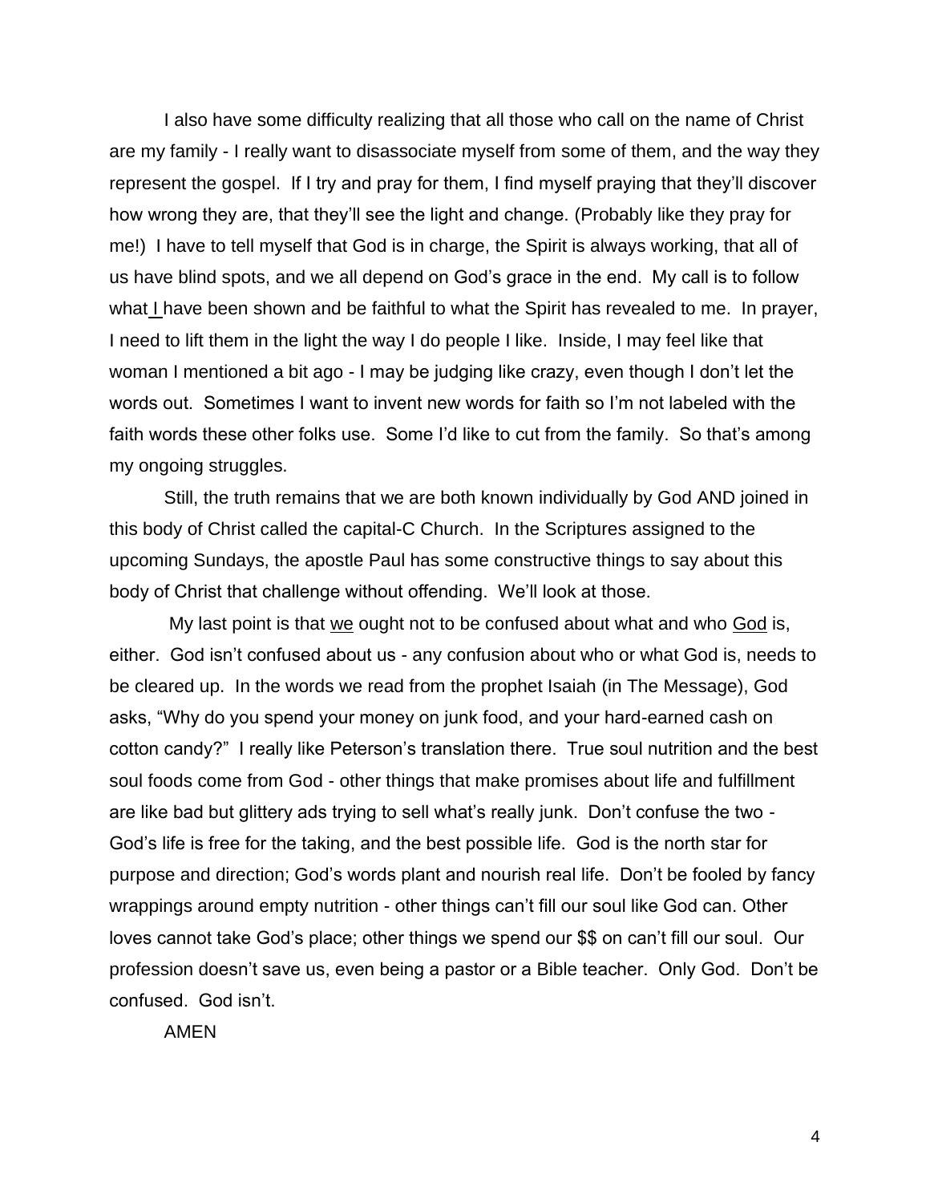I also have some difficulty realizing that all those who call on the name of Christ are my family - I really want to disassociate myself from some of them, and the way they represent the gospel. If I try and pray for them, I find myself praying that they'll discover how wrong they are, that they'll see the light and change. (Probably like they pray for me!) I have to tell myself that God is in charge, the Spirit is always working, that all of us have blind spots, and we all depend on God's grace in the end. My call is to follow what I have been shown and be faithful to what the Spirit has revealed to me. In prayer, I need to lift them in the light the way I do people I like. Inside, I may feel like that woman I mentioned a bit ago - I may be judging like crazy, even though I don't let the words out. Sometimes I want to invent new words for faith so I'm not labeled with the faith words these other folks use. Some I'd like to cut from the family. So that's among my ongoing struggles.

Still, the truth remains that we are both known individually by God AND joined in this body of Christ called the capital-C Church. In the Scriptures assigned to the upcoming Sundays, the apostle Paul has some constructive things to say about this body of Christ that challenge without offending. We'll look at those.

My last point is that we ought not to be confused about what and who God is, either. God isn't confused about us - any confusion about who or what God is, needs to be cleared up. In the words we read from the prophet Isaiah (in The Message), God asks, "Why do you spend your money on junk food, and your hard-earned cash on cotton candy?" I really like Peterson's translation there. True soul nutrition and the best soul foods come from God - other things that make promises about life and fulfillment are like bad but glittery ads trying to sell what's really junk. Don't confuse the two - God's life is free for the taking, and the best possible life. God is the north star for purpose and direction; God's words plant and nourish real life. Don't be fooled by fancy wrappings around empty nutrition - other things can't fill our soul like God can. Other loves cannot take God's place; other things we spend our $$ on can't fill our soul. Our profession doesn't save us, even being a pastor or a Bible teacher. Only God. Don't be confused. God isn't.

AMEN